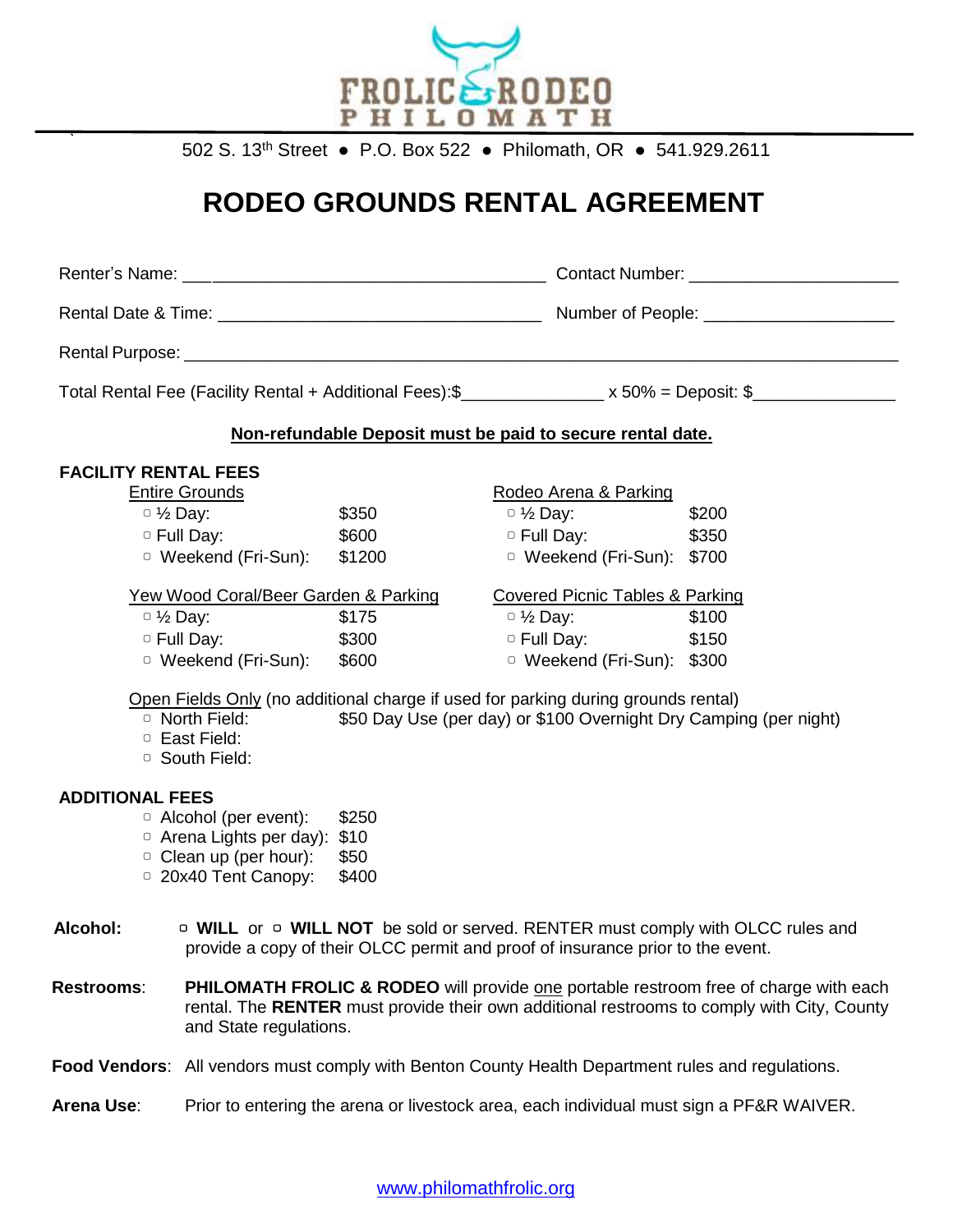FROLIC & RODEO
PHILOMATH

502 S. 13th Street ● P.O. Box 522 ● Philomath, OR ● 541.929.2611

# RODEO GROUNDS RENTAL AGREEMENT

Renter's Name: ______________________________________ Contact Number: ______________________

Rental Date & Time: __________________________________ Number of People: ____________________

Rental Purpose: _____________________________________________________________________________

Total Rental Fee (Facility Rental + Additional Fees):$______________ x 50% = Deposit: $______________

**Non-refundable Deposit must be paid to secure rental date.**

**FACILITY RENTAL FEES**

Entire Grounds
- ▢ ½ Day: $350
- ▢ Full Day: $600
- ▢ Weekend (Fri-Sun): $1200

Rodeo Arena & Parking
- ▢ ½ Day: $200
- ▢ Full Day: $350
- ▢ Weekend (Fri-Sun): $700

Yew Wood Coral/Beer Garden & Parking
- ▢ ½ Day: $175
- ▢ Full Day: $300
- ▢ Weekend (Fri-Sun): $600

Covered Picnic Tables & Parking
- ▢ ½ Day: $100
- ▢ Full Day: $150
- ▢ Weekend (Fri-Sun): $300

Open Fields Only (no additional charge if used for parking during grounds rental)
- ▢ North Field: $50 Day Use (per day) or $100 Overnight Dry Camping (per night)
- ▢ East Field:
- ▢ South Field:

**ADDITIONAL FEES**
- ▢ Alcohol (per event): $250
- ▢ Arena Lights per day): $10
- ▢ Clean up (per hour): $50
- ▢ 20x40 Tent Canopy: $400

**Alcohol:** ▢ **WILL** or ▢ **WILL NOT** be sold or served. RENTER must comply with OLCC rules and provide a copy of their OLCC permit and proof of insurance prior to the event.

**Restrooms**: **PHILOMATH FROLIC & RODEO** will provide one portable restroom free of charge with each rental. The **RENTER** must provide their own additional restrooms to comply with City, County and State regulations.

**Food Vendors**: All vendors must comply with Benton County Health Department rules and regulations.

**Arena Use**: Prior to entering the arena or livestock area, each individual must sign a PF&R WAIVER.

www.philomathfrolic.org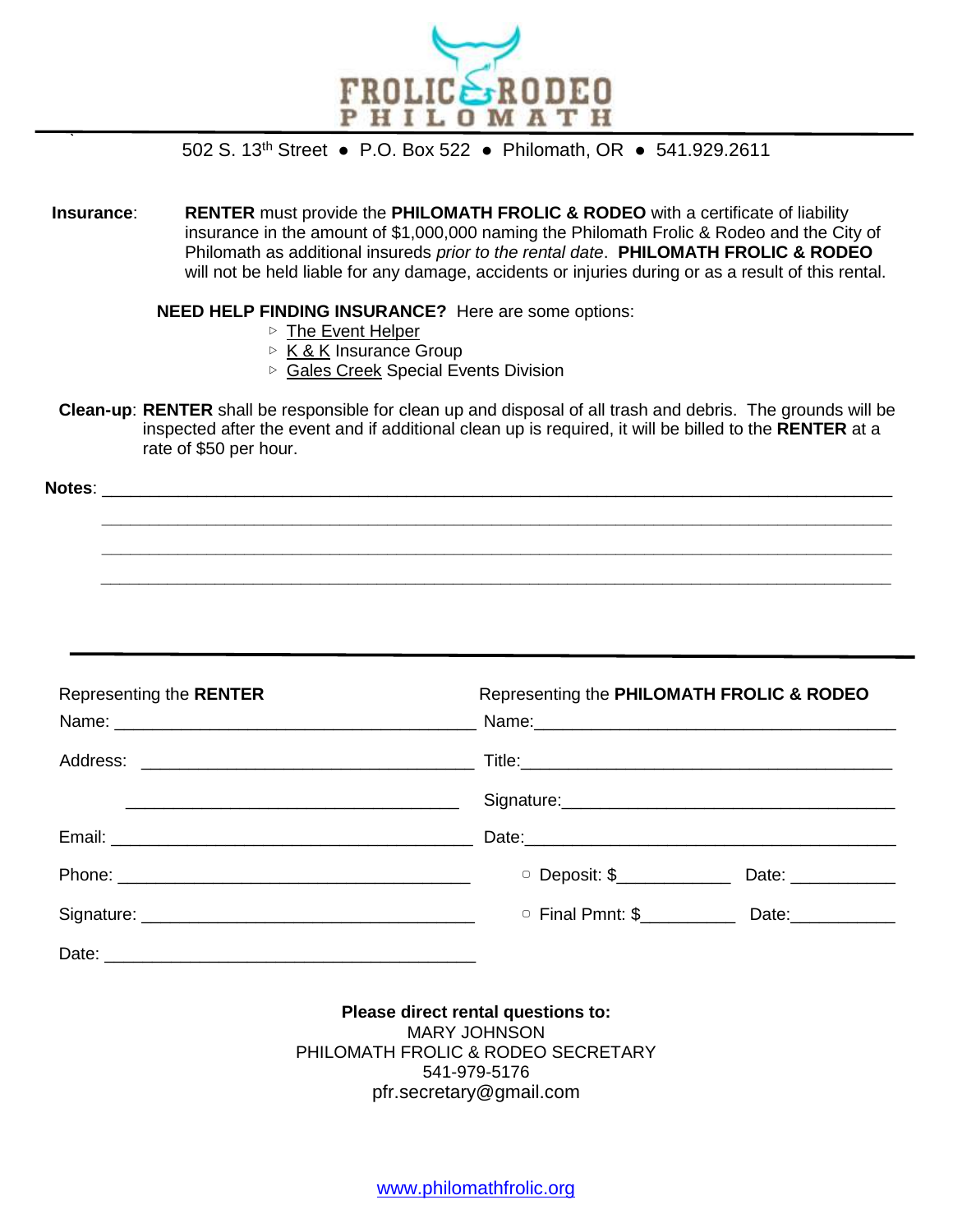FROLIC & RODEO
PHILOMATH

502 S. 13th Street ● P.O. Box 522 ● Philomath, OR ● 541.929.2611

**Insurance**: **RENTER** must provide the **PHILOMATH FROLIC & RODEO** with a certificate of liability insurance in the amount of $1,000,000 naming the Philomath Frolic & Rodeo and the City of Philomath as additional insureds *prior to the rental date*. **PHILOMATH FROLIC & RODEO** will not be held liable for any damage, accidents or injuries during or as a result of this rental.

**NEED HELP FINDING INSURANCE?** Here are some options:

- The Event Helper
- K & K Insurance Group
- Gales Creek Special Events Division

**Clean-up**: **RENTER** shall be responsible for clean up and disposal of all trash and debris. The grounds will be inspected after the event and if additional clean up is required, it will be billed to the **RENTER** at a rate of $50 per hour.

**Notes**: ______________________________________________________________________________

______________________________________________________________________________

______________________________________________________________________________

______________________________________________________________________________

| Representing the **RENTER** | Representing the **PHILOMATH FROLIC & RODEO** |
|---|---|
| Name: ____________________ | Name: ____________________ |
| Address: ____________________ | Title: ____________________ |
| ____________________ | Signature: ____________________ |
| Email: ____________________ | Date: ____________________ |
| Phone: ____________________ | ○ Deposit: $__________ Date: __________ |
| Signature: ____________________ | ○ Final Pmnt: $__________ Date: __________ |
| Date: ____________________ | |

**Please direct rental questions to:**
MARY JOHNSON
PHILOMATH FROLIC & RODEO SECRETARY
541-979-5176
pfr.secretary@gmail.com

www.philomathfrolic.org